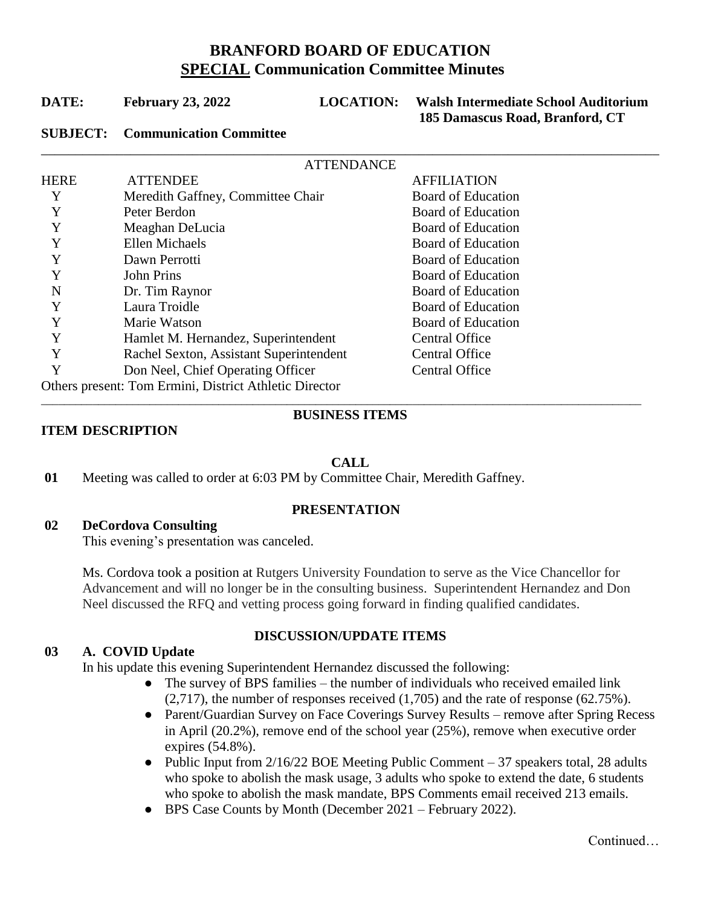# BRANFORD BOARD OF EDUCATION

## SPECIAL Communication Committee Minutes

**DATE:** **February 23, 2022** **LOCATION:** **Walsh Intermediate School Auditorium 185 Damascus Road, Branford, CT**

**SUBJECT:** **Communication Committee**

ATTENDANCE

| HERE | ATTENDEE | AFFILIATION |
|---|---|---|
| Y | Meredith Gaffney, Committee Chair | Board of Education |
| Y | Peter Berdon | Board of Education |
| Y | Meaghan DeLucia | Board of Education |
| Y | Ellen Michaels | Board of Education |
| Y | Dawn Perrotti | Board of Education |
| Y | John Prins | Board of Education |
| N | Dr. Tim Raynor | Board of Education |
| Y | Laura Troidle | Board of Education |
| Y | Marie Watson | Board of Education |
| Y | Hamlet M. Hernandez, Superintendent | Central Office |
| Y | Rachel Sexton, Assistant Superintendent | Central Office |
| Y | Don Neel, Chief Operating Officer | Central Office |

Others present: Tom Ermini, District Athletic Director

### BUSINESS ITEMS

**ITEM DESCRIPTION**

### CALL

**01** Meeting was called to order at 6:03 PM by Committee Chair, Meredith Gaffney.

### PRESENTATION

**02** **DeCordova Consulting**

This evening's presentation was canceled.

Ms. Cordova took a position at Rutgers University Foundation to serve as the Vice Chancellor for Advancement and will no longer be in the consulting business. Superintendent Hernandez and Don Neel discussed the RFQ and vetting process going forward in finding qualified candidates.

### DISCUSSION/UPDATE ITEMS

**03** **A. COVID Update**

In his update this evening Superintendent Hernandez discussed the following:

- The survey of BPS families – the number of individuals who received emailed link (2,717), the number of responses received (1,705) and the rate of response (62.75%).
- Parent/Guardian Survey on Face Coverings Survey Results – remove after Spring Recess in April (20.2%), remove end of the school year (25%), remove when executive order expires (54.8%).
- Public Input from 2/16/22 BOE Meeting Public Comment – 37 speakers total, 28 adults who spoke to abolish the mask usage, 3 adults who spoke to extend the date, 6 students who spoke to abolish the mask mandate, BPS Comments email received 213 emails.
- BPS Case Counts by Month (December 2021 – February 2022).

Continued…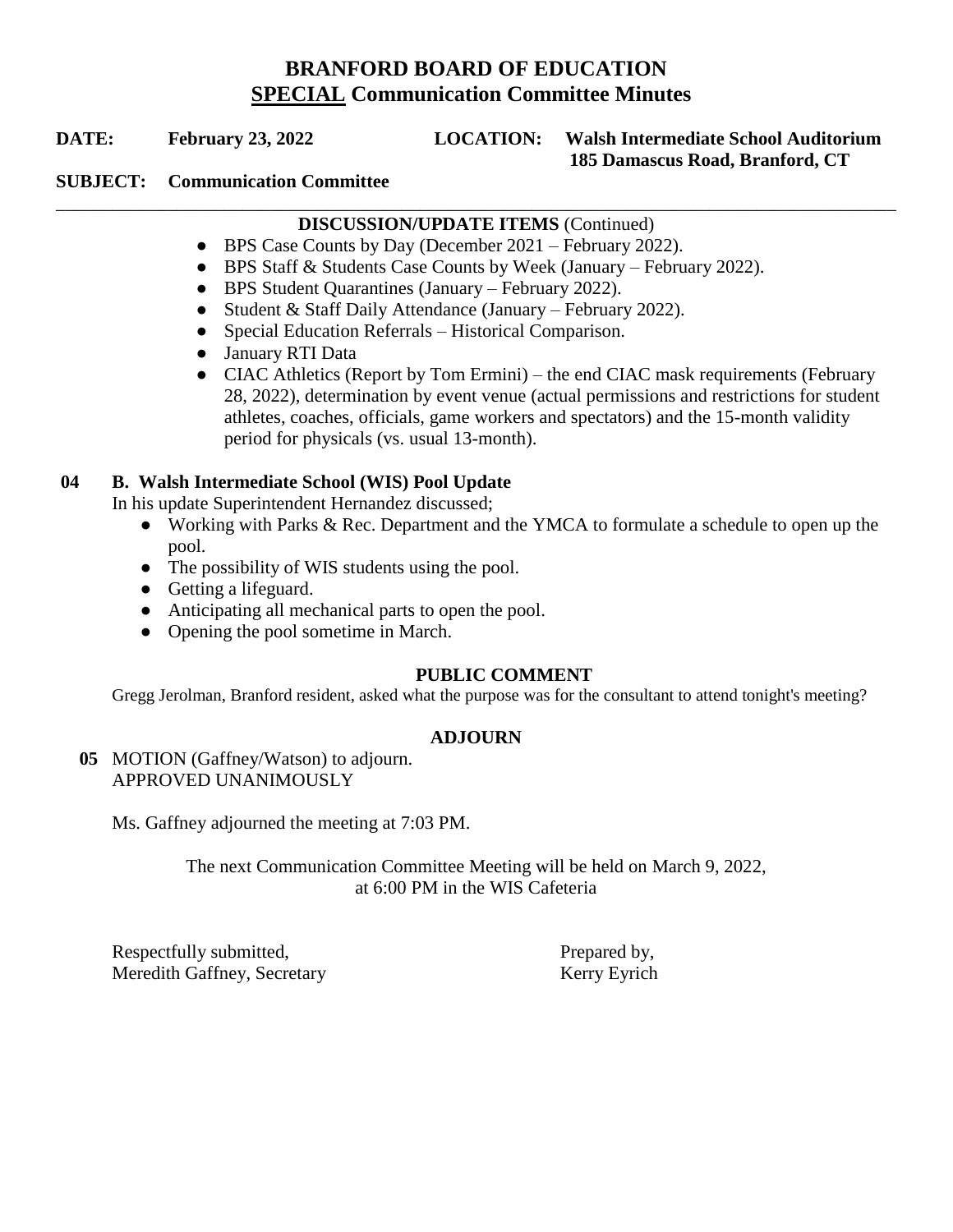# BRANFORD BOARD OF EDUCATION
## SPECIAL Communication Committee Minutes

**DATE:** **February 23, 2022** **LOCATION:** **Walsh Intermediate School Auditorium**
**185 Damascus Road, Branford, CT**

**SUBJECT:** **Communication Committee**

---

**DISCUSSION/UPDATE ITEMS** (Continued)

- BPS Case Counts by Day (December 2021 – February 2022).
- BPS Staff & Students Case Counts by Week (January – February 2022).
- BPS Student Quarantines (January – February 2022).
- Student & Staff Daily Attendance (January – February 2022).
- Special Education Referrals – Historical Comparison.
- January RTI Data
- CIAC Athletics (Report by Tom Ermini) – the end CIAC mask requirements (February 28, 2022), determination by event venue (actual permissions and restrictions for student athletes, coaches, officials, game workers and spectators) and the 15-month validity period for physicals (vs. usual 13-month).

**04 B. Walsh Intermediate School (WIS) Pool Update**

In his update Superintendent Hernandez discussed;

- Working with Parks & Rec. Department and the YMCA to formulate a schedule to open up the pool.
- The possibility of WIS students using the pool.
- Getting a lifeguard.
- Anticipating all mechanical parts to open the pool.
- Opening the pool sometime in March.

**PUBLIC COMMENT**

Gregg Jerolman, Branford resident, asked what the purpose was for the consultant to attend tonight's meeting?

**ADJOURN**

**05** MOTION (Gaffney/Watson) to adjourn.
APPROVED UNANIMOUSLY

Ms. Gaffney adjourned the meeting at 7:03 PM.

The next Communication Committee Meeting will be held on March 9, 2022, at 6:00 PM in the WIS Cafeteria

Respectfully submitted,
Meredith Gaffney, Secretary

Prepared by,
Kerry Eyrich